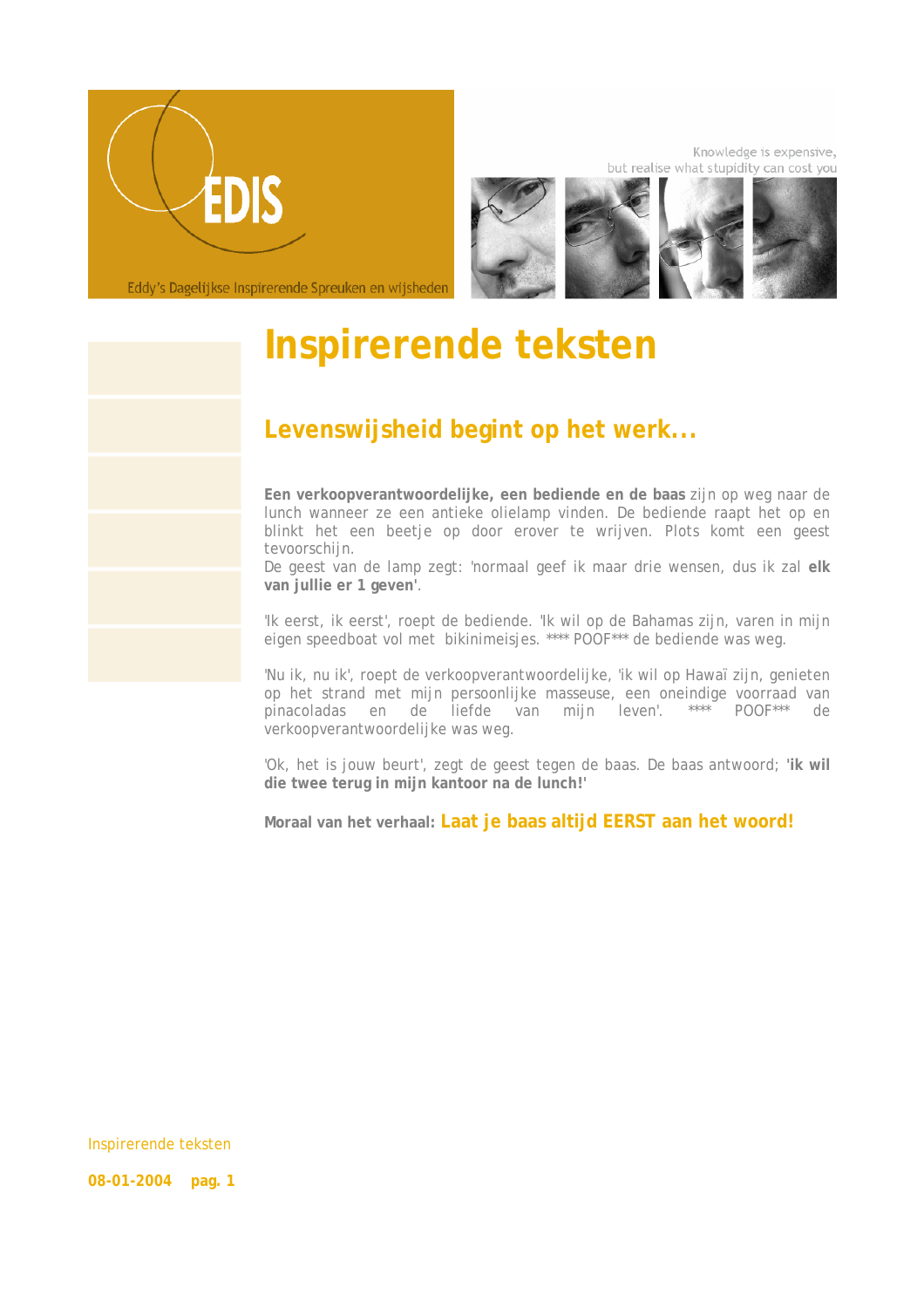EDIS

Eddy's Dagelijkse Inspirerende Spreuken en wijsheden

Knowledge is expensive, but realise what stupidity can cost you

# Inspirerende teksten

## Levenswijsheid begint op het werk...

**Een verkoopverantwoordelijke, een bediende en de baas** zijn op weg naar de lunch wanneer ze een antieke olielamp vinden. De bediende raapt het op en blinkt het een beetje op door erover te wrijven. Plots komt een geest tevoorschijn.
De geest van de lamp zegt: 'normaal geef ik maar drie wensen, dus ik zal **elk van jullie er 1 geven'**.

'Ik eerst, ik eerst', roept de bediende. 'Ik wil op de Bahamas zijn, varen in mijn eigen speedboat vol met bikinimeisjes. **** POOF*** de bediende was weg.

'Nu ik, nu ik', roept de verkoopverantwoordelijke, 'ik wil op Hawaï zijn, genieten op het strand met mijn persoonlijke masseuse, een oneindige voorraad van pinacoladas en de liefde van mijn leven'. **** POOF*** de verkoopverantwoordelijke was weg.

'Ok, het is jouw beurt', zegt de geest tegen de baas. De baas antwoord; **'ik wil die twee terug in mijn kantoor na de lunch!'**

**Moraal van het verhaal: Laat je baas altijd EERST aan het woord!**

Inspirerende teksten

08-01-2004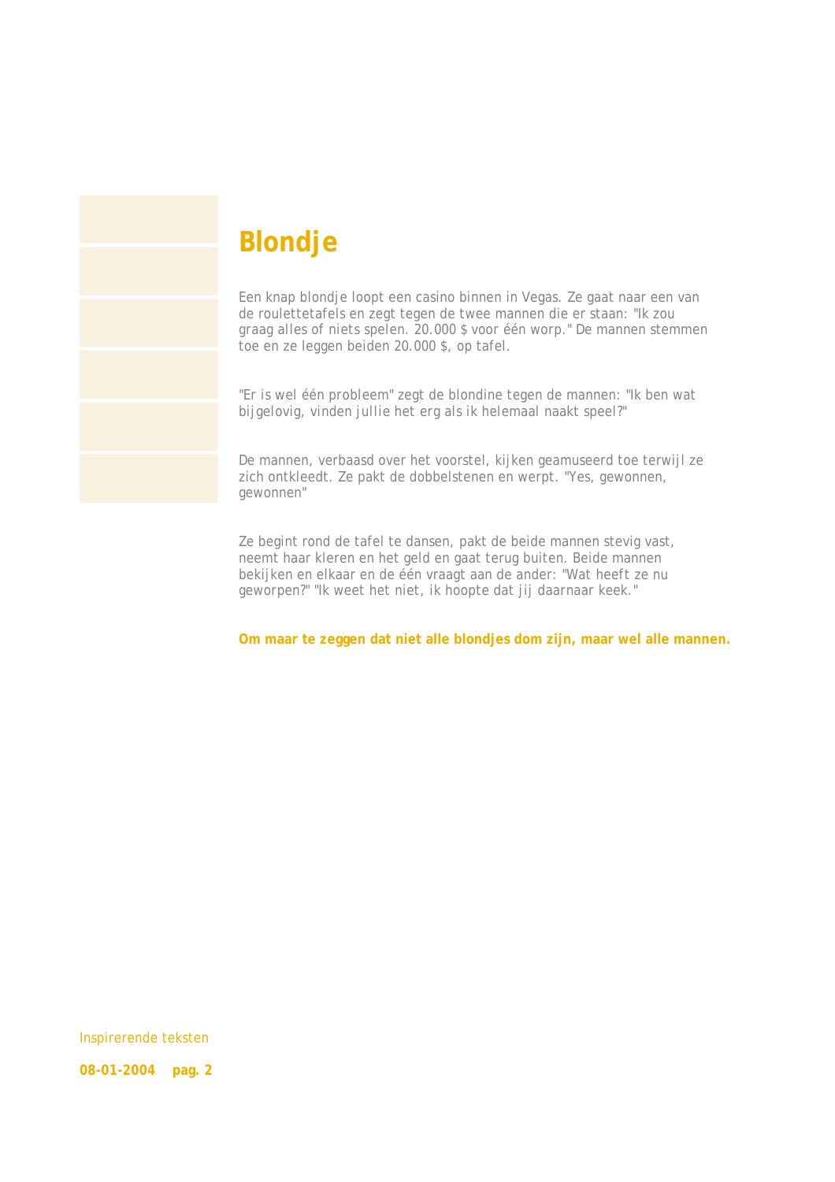# Blondje

Een knap blondje loopt een casino binnen in Vegas. Ze gaat naar een van de roulettetafels en zegt tegen de twee mannen die er staan: "Ik zou graag alles of niets spelen. 20.000 $ voor één worp." De mannen stemmen toe en ze leggen beiden 20.000 $, op tafel.

"Er is wel één probleem" zegt de blondine tegen de mannen: "Ik ben wat bijgelovig, vinden jullie het erg als ik helemaal naakt speel?"

De mannen, verbaasd over het voorstel, kijken geamuseerd toe terwijl ze zich ontkleedt. Ze pakt de dobbelstenen en werpt. "Yes, gewonnen, gewonnen"

Ze begint rond de tafel te dansen, pakt de beide mannen stevig vast, neemt haar kleren en het geld en gaat terug buiten. Beide mannen bekijken en elkaar en de één vraagt aan de ander: "Wat heeft ze nu geworpen?" "Ik weet het niet, ik hoopte dat jij daarnaar keek."

**Om maar te zeggen dat niet alle blondjes dom zijn, maar wel alle mannen.**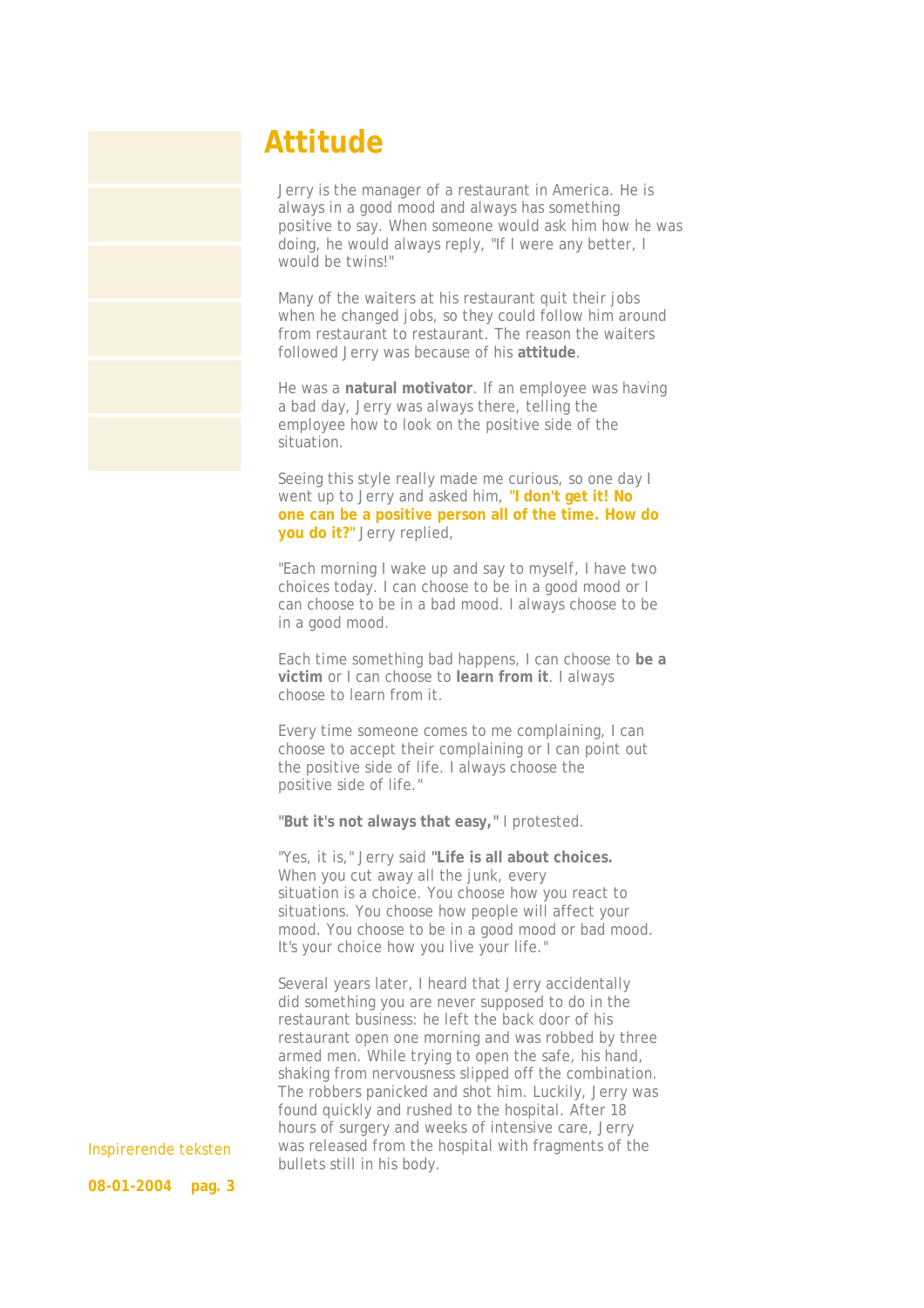# Attitude

Jerry is the manager of a restaurant in America. He is always in a good mood and always has something positive to say. When someone would ask him how he was doing, he would always reply, "If I were any better, I would be twins!"

Many of the waiters at his restaurant quit their jobs when he changed jobs, so they could follow him around from restaurant to restaurant. The reason the waiters followed Jerry was because of his **attitude**.

He was a **natural motivator**. If an employee was having a bad day, Jerry was always there, telling the employee how to look on the positive side of the situation.

Seeing this style really made me curious, so one day I went up to Jerry and asked him, **"I don't get it! No one can be a positive person all of the time. How do you do it?"** Jerry replied,

"Each morning I wake up and say to myself, I have two choices today. I can choose to be in a good mood or I can choose to be in a bad mood. I always choose to be in a good mood.

Each time something bad happens, I can choose to **be a victim** or I can choose to **learn from it**. I always choose to learn from it.

Every time someone comes to me complaining, I can choose to accept their complaining or I can point out the positive side of life. I always choose the positive side of life."

**"But it's not always that easy,"** I protested.

"Yes, it is," Jerry said **"Life is all about choices.** When you cut away all the junk, every situation is a choice. You choose how you react to situations. You choose how people will affect your mood. You choose to be in a good mood or bad mood. It's your choice how you live your life."

Several years later, I heard that Jerry accidentally did something you are never supposed to do in the restaurant business: he left the back door of his restaurant open one morning and was robbed by three armed men. While trying to open the safe, his hand, shaking from nervousness slipped off the combination. The robbers panicked and shot him. Luckily, Jerry was found quickly and rushed to the hospital. After 18 hours of surgery and weeks of intensive care, Jerry was released from the hospital with fragments of the bullets still in his body.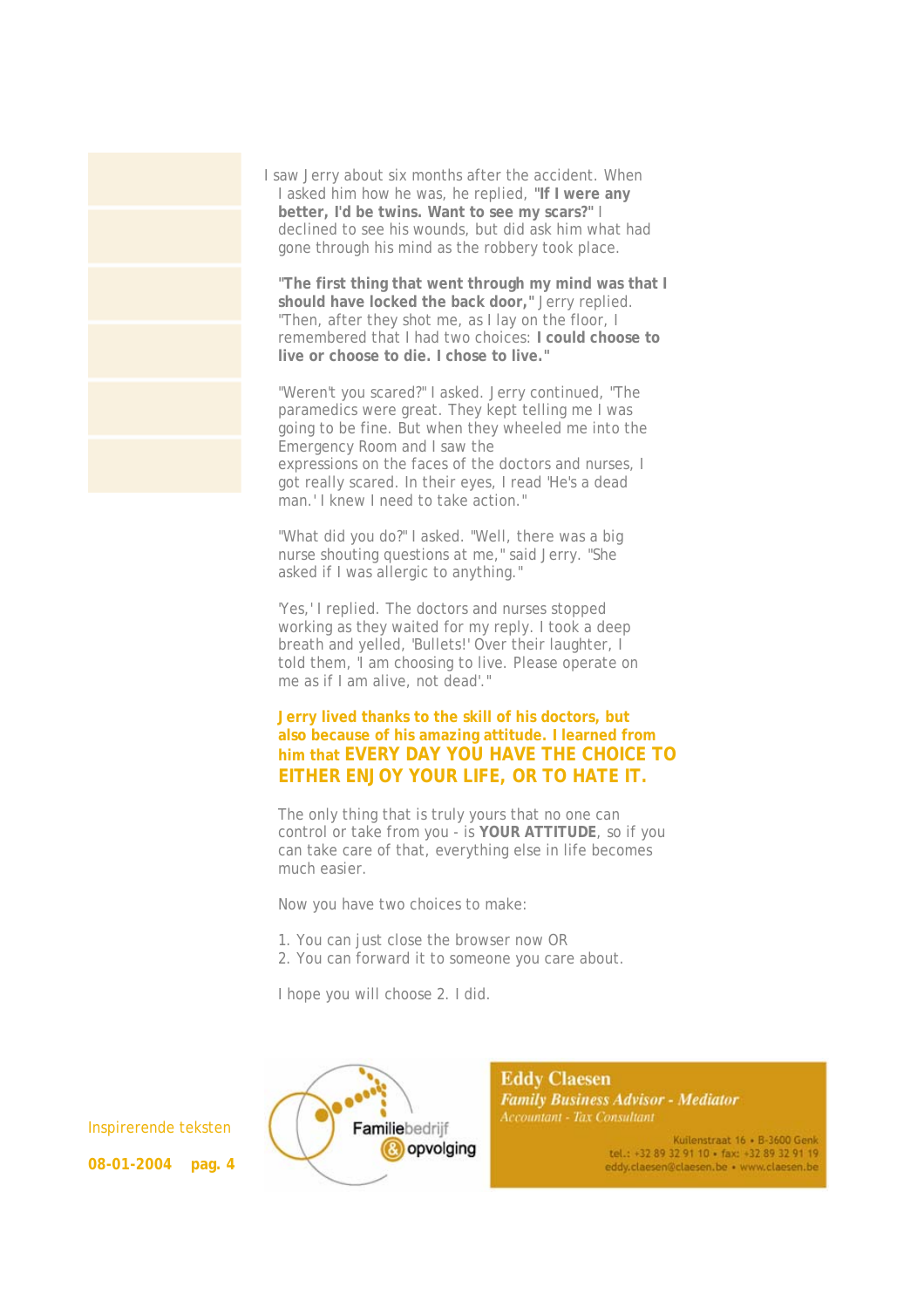I saw Jerry about six months after the accident. When I asked him how he was, he replied, **"If I were any better, I'd be twins. Want to see my scars?"** I declined to see his wounds, but did ask him what had gone through his mind as the robbery took place.

**"The first thing that went through my mind was that I should have locked the back door,"** Jerry replied. "Then, after they shot me, as I lay on the floor, I remembered that I had two choices: **I could choose to live or choose to die. I chose to live."**

"Weren't you scared?" I asked. Jerry continued, "The paramedics were great. They kept telling me I was going to be fine. But when they wheeled me into the Emergency Room and I saw the expressions on the faces of the doctors and nurses, I got really scared. In their eyes, I read 'He's a dead man.' I knew I need to take action."

"What did you do?" I asked. "Well, there was a big nurse shouting questions at me," said Jerry. "She asked if I was allergic to anything."

'Yes,' I replied. The doctors and nurses stopped working as they waited for my reply. I took a deep breath and yelled, 'Bullets!' Over their laughter, I told them, 'I am choosing to live. Please operate on me as if I am alive, not dead'."

**Jerry lived thanks to the skill of his doctors, but also because of his amazing attitude. I learned from him that EVERY DAY YOU HAVE THE CHOICE TO EITHER ENJOY YOUR LIFE, OR TO HATE IT.**

The only thing that is truly yours that no one can control or take from you - is **YOUR ATTITUDE**, so if you can take care of that, everything else in life becomes much easier.

Now you have two choices to make:

1. You can just close the browser now OR
2. You can forward it to someone you care about.

I hope you will choose 2. I did.

Familiebedrijf & opvolging

**Eddy Claesen**
*Family Business Advisor - Mediator*
*Accountant - Tax Consultant*
Kuilenstraat 16 • B-3600 Genk
tel.: +32 89 32 91 10 • fax: +32 89 32 91 19
eddy.claesen@claesen.be • www.claesen.be

Inspirerende teksten

**08-01-2004**